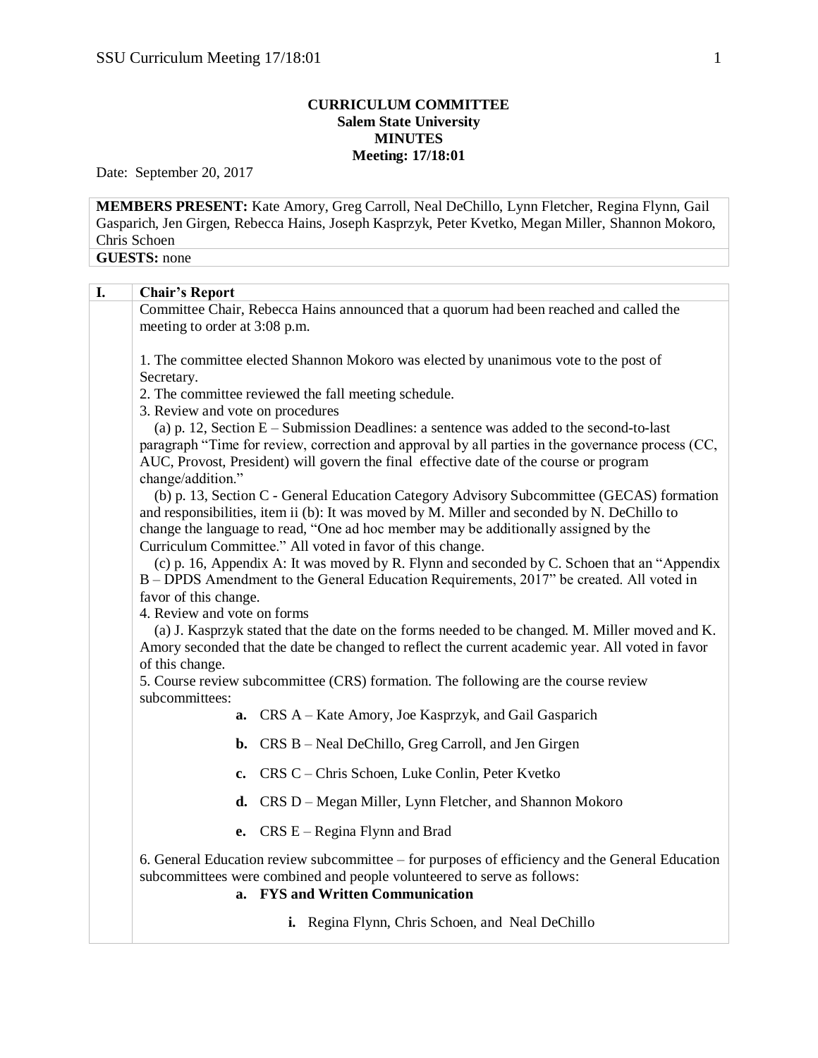**CURRICULUM COMMITTEE**
**Salem State University**
**MINUTES**
**Meeting: 17/18:01**

Date: September 20, 2017

**MEMBERS PRESENT:** Kate Amory, Greg Carroll, Neal DeChillo, Lynn Fletcher, Regina Flynn, Gail Gasparich, Jen Girgen, Rebecca Hains, Joseph Kasprzyk, Peter Kvetko, Megan Miller, Shannon Mokoro, Chris Schoen

**GUESTS:** none

## I. Chair's Report

Committee Chair, Rebecca Hains announced that a quorum had been reached and called the meeting to order at 3:08 p.m.

1. The committee elected Shannon Mokoro was elected by unanimous vote to the post of Secretary.
2. The committee reviewed the fall meeting schedule.
3. Review and vote on procedures
   (a) p. 12, Section E – Submission Deadlines: a sentence was added to the second-to-last paragraph "Time for review, correction and approval by all parties in the governance process (CC, AUC, Provost, President) will govern the final effective date of the course or program change/addition."
   (b) p. 13, Section C - General Education Category Advisory Subcommittee (GECAS) formation and responsibilities, item ii (b): It was moved by M. Miller and seconded by N. DeChillo to change the language to read, "One ad hoc member may be additionally assigned by the Curriculum Committee." All voted in favor of this change.
   (c) p. 16, Appendix A: It was moved by R. Flynn and seconded by C. Schoen that an "Appendix B – DPDS Amendment to the General Education Requirements, 2017" be created. All voted in favor of this change.
4. Review and vote on forms
   (a) J. Kasprzyk stated that the date on the forms needed to be changed. M. Miller moved and K. Amory seconded that the date be changed to reflect the current academic year. All voted in favor of this change.
5. Course review subcommittee (CRS) formation. The following are the course review subcommittees:
   - **a.** CRS A – Kate Amory, Joe Kasprzyk, and Gail Gasparich
   - **b.** CRS B – Neal DeChillo, Greg Carroll, and Jen Girgen
   - **c.** CRS C – Chris Schoen, Luke Conlin, Peter Kvetko
   - **d.** CRS D – Megan Miller, Lynn Fletcher, and Shannon Mokoro
   - **e.** CRS E – Regina Flynn and Brad
6. General Education review subcommittee – for purposes of efficiency and the General Education subcommittees were combined and people volunteered to serve as follows:
   - **a. FYS and Written Communication**
     - **i.** Regina Flynn, Chris Schoen, and Neal DeChillo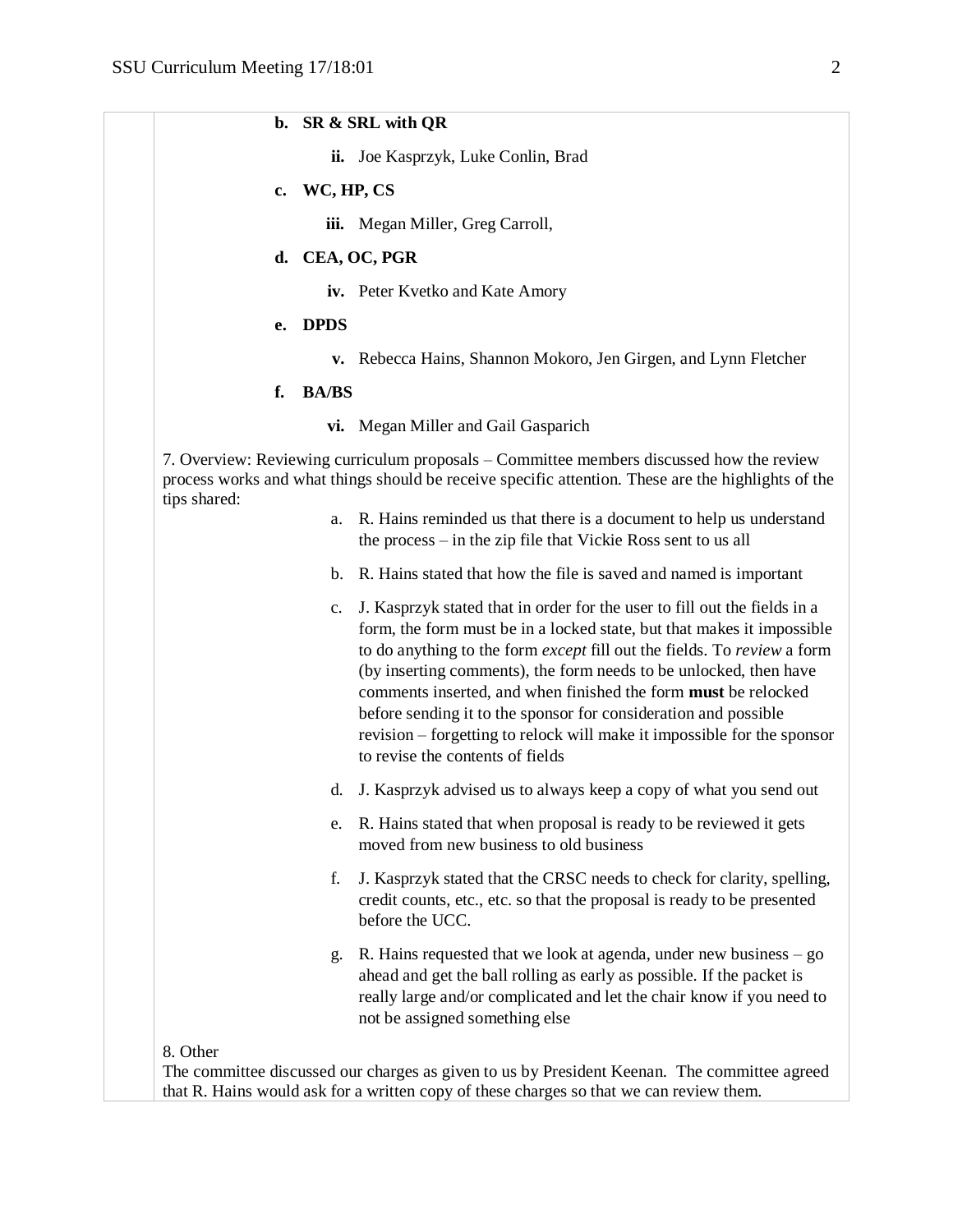**b. SR & SRL with QR**

**ii.** Joe Kasprzyk, Luke Conlin, Brad

**c. WC, HP, CS**

**iii.** Megan Miller, Greg Carroll,

**d. CEA, OC, PGR**

**iv.** Peter Kvetko and Kate Amory

**e. DPDS**

**v.** Rebecca Hains, Shannon Mokoro, Jen Girgen, and Lynn Fletcher

**f. BA/BS**

**vi.** Megan Miller and Gail Gasparich

7. Overview: Reviewing curriculum proposals – Committee members discussed how the review process works and what things should be receive specific attention. These are the highlights of the tips shared:

a. R. Hains reminded us that there is a document to help us understand the process – in the zip file that Vickie Ross sent to us all

b. R. Hains stated that how the file is saved and named is important

c. J. Kasprzyk stated that in order for the user to fill out the fields in a form, the form must be in a locked state, but that makes it impossible to do anything to the form *except* fill out the fields. To *review* a form (by inserting comments), the form needs to be unlocked, then have comments inserted, and when finished the form **must** be relocked before sending it to the sponsor for consideration and possible revision – forgetting to relock will make it impossible for the sponsor to revise the contents of fields

d. J. Kasprzyk advised us to always keep a copy of what you send out

e. R. Hains stated that when proposal is ready to be reviewed it gets moved from new business to old business

f. J. Kasprzyk stated that the CRSC needs to check for clarity, spelling, credit counts, etc., etc. so that the proposal is ready to be presented before the UCC.

g. R. Hains requested that we look at agenda, under new business – go ahead and get the ball rolling as early as possible. If the packet is really large and/or complicated and let the chair know if you need to not be assigned something else

8. Other

The committee discussed our charges as given to us by President Keenan. The committee agreed that R. Hains would ask for a written copy of these charges so that we can review them.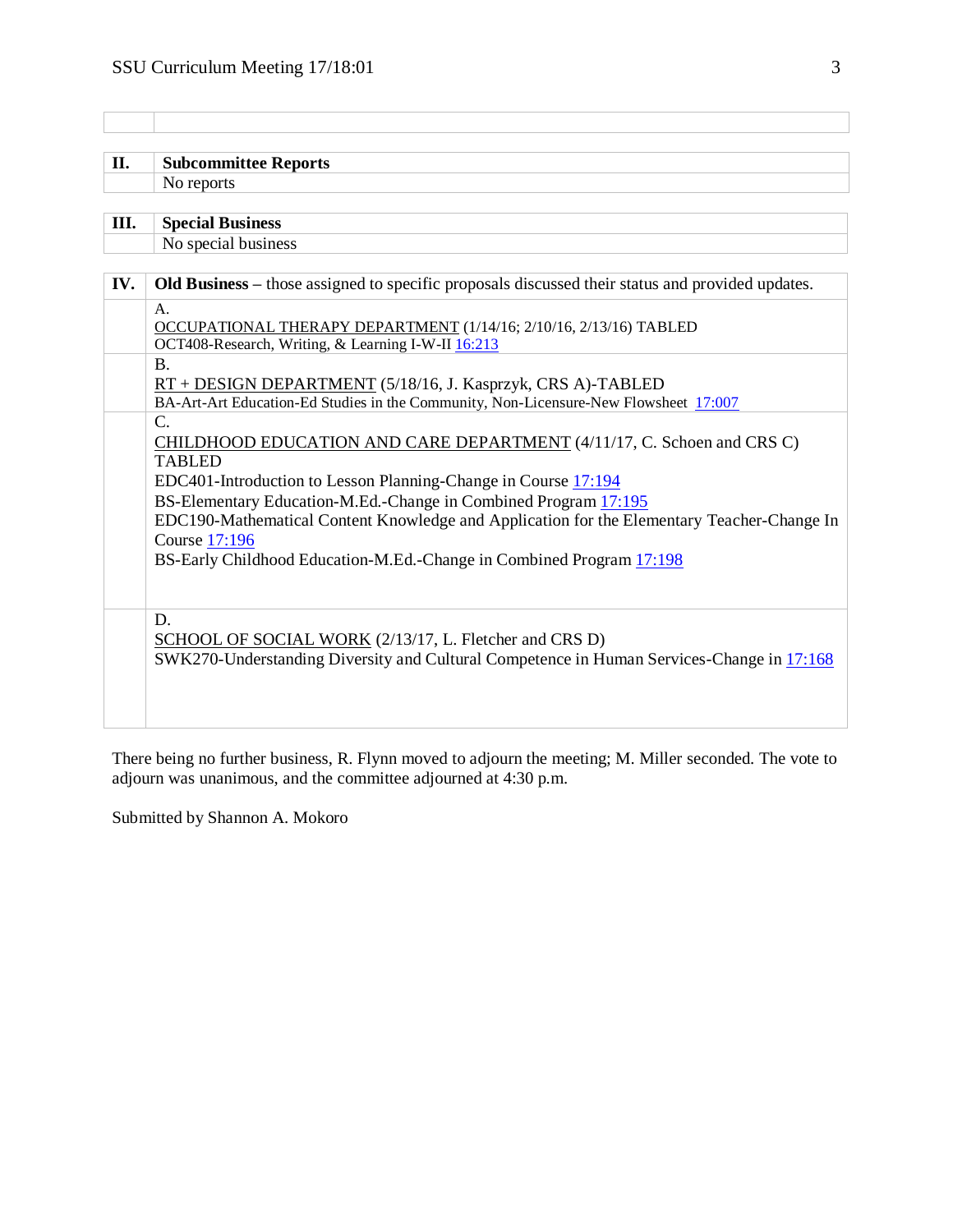| | |
|---|---|
| | |

| | |
|---|---|
| **II.** | **Subcommittee Reports** |
| | No reports |

| | |
|---|---|
| **III.** | **Special Business** |
| | No special business |

| | |
|---|---|
| **IV.** | **Old Business** – those assigned to specific proposals discussed their status and provided updates. |
| | A.<br>OCCUPATIONAL THERAPY DEPARTMENT (1/14/16; 2/10/16, 2/13/16) TABLED<br>OCT408-Research, Writing, & Learning I-W-II 16:213 |
| | B.<br>RT + DESIGN DEPARTMENT (5/18/16, J. Kasprzyk, CRS A)-TABLED<br>BA-Art-Art Education-Ed Studies in the Community, Non-Licensure-New Flowsheet 17:007 |
| | C.<br>CHILDHOOD EDUCATION AND CARE DEPARTMENT (4/11/17, C. Schoen and CRS C) TABLED<br>EDC401-Introduction to Lesson Planning-Change in Course 17:194<br>BS-Elementary Education-M.Ed.-Change in Combined Program 17:195<br>EDC190-Mathematical Content Knowledge and Application for the Elementary Teacher-Change In Course 17:196<br>BS-Early Childhood Education-M.Ed.-Change in Combined Program 17:198 |
| | D.<br>SCHOOL OF SOCIAL WORK (2/13/17, L. Fletcher and CRS D)<br>SWK270-Understanding Diversity and Cultural Competence in Human Services-Change in 17:168 |

There being no further business, R. Flynn moved to adjourn the meeting; M. Miller seconded. The vote to adjourn was unanimous, and the committee adjourned at 4:30 p.m.

Submitted by Shannon A. Mokoro